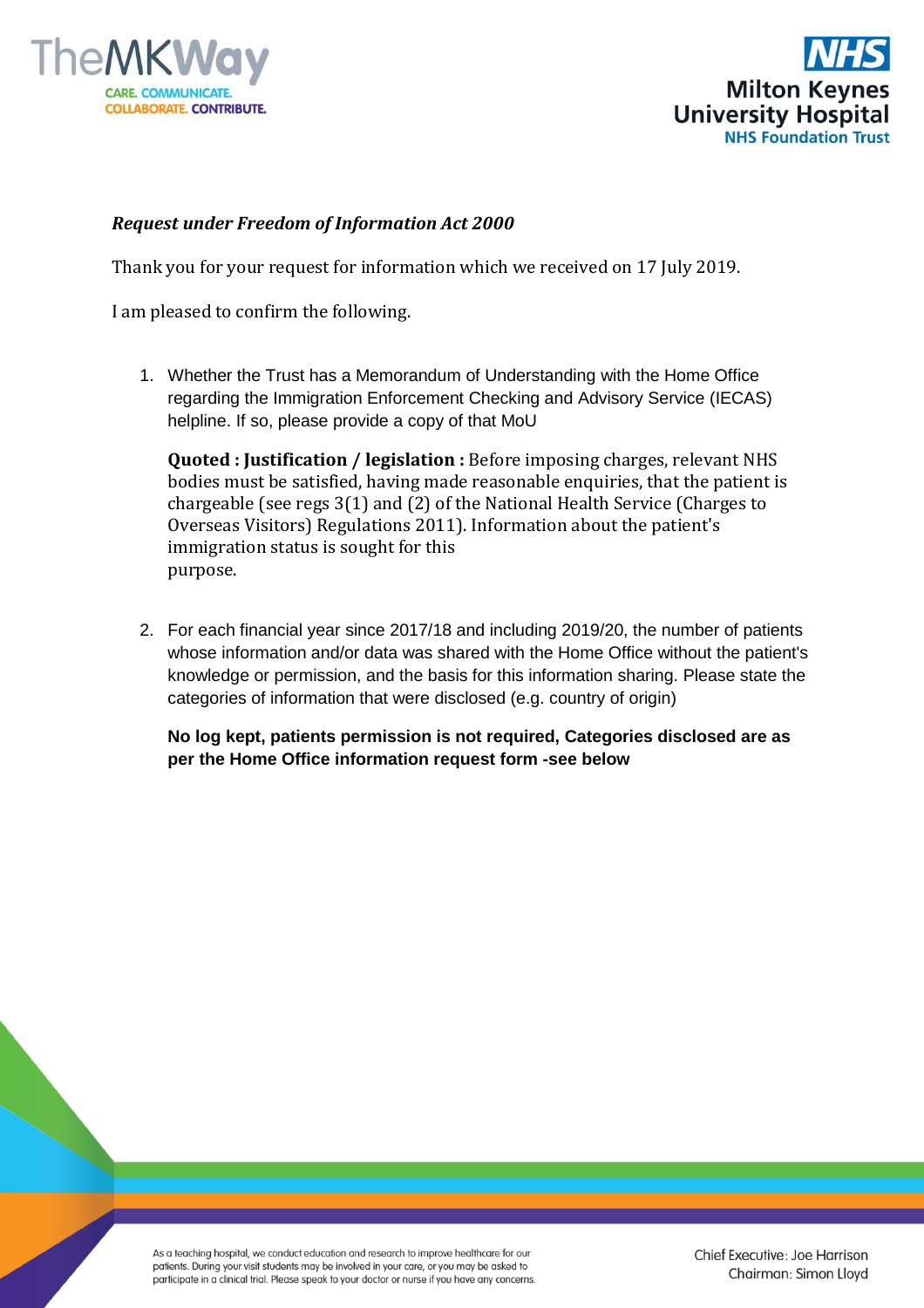***Request under Freedom of Information Act 2000***

Thank you for your request for information which we received on 17 July 2019.

I am pleased to confirm the following.

1. Whether the Trust has a Memorandum of Understanding with the Home Office regarding the Immigration Enforcement Checking and Advisory Service (IECAS) helpline. If so, please provide a copy of that MoU

   **Quoted : Justification / legislation :** Before imposing charges, relevant NHS bodies must be satisfied, having made reasonable enquiries, that the patient is chargeable (see regs 3(1) and (2) of the National Health Service (Charges to Overseas Visitors) Regulations 2011). Information about the patient's immigration status is sought for this purpose.

2. For each financial year since 2017/18 and including 2019/20, the number of patients whose information and/or data was shared with the Home Office without the patient's knowledge or permission, and the basis for this information sharing. Please state the categories of information that were disclosed (e.g. country of origin)

   **No log kept, patients permission is not required, Categories disclosed are as per the Home Office information request form -see below**

As a teaching hospital, we conduct education and research to improve healthcare for our patients. During your visit students may be involved in your care, or you may be asked to participate in a clinical trial. Please speak to your doctor or nurse if you have any concerns.

Chief Executive: Joe Harrison
Chairman: Simon Lloyd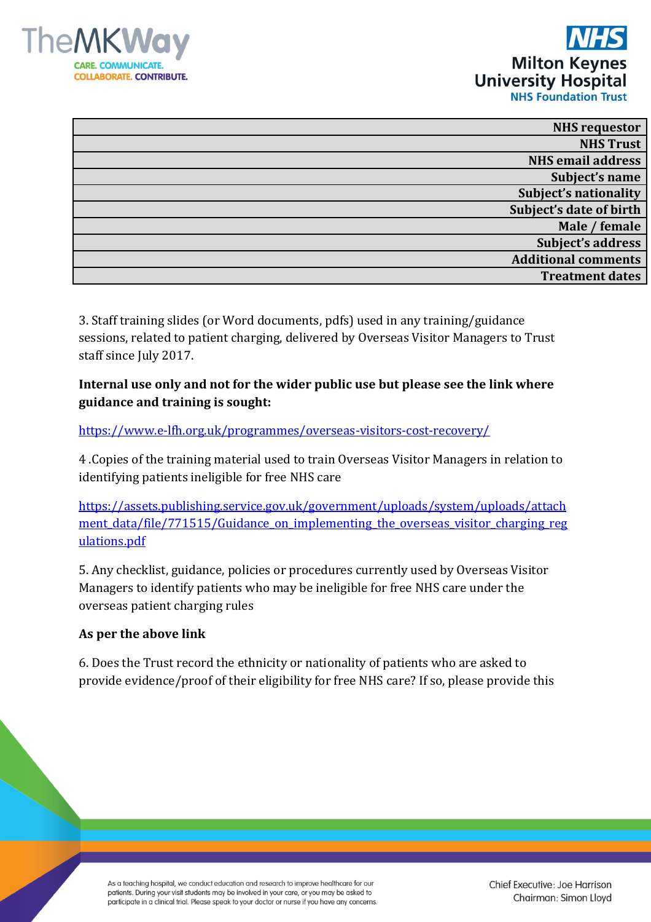| NHS requestor |
| --- |
| NHS Trust |
| NHS email address |
| Subject's name |
| Subject's nationality |
| Subject's date of birth |
| Male / female |
| Subject's address |
| Additional comments |
| Treatment dates |

3. Staff training slides (or Word documents, pdfs) used in any training/guidance sessions, related to patient charging, delivered by Overseas Visitor Managers to Trust staff since July 2017.

**Internal use only and not for the wider public use but please see the link where guidance and training is sought:**

https://www.e-lfh.org.uk/programmes/overseas-visitors-cost-recovery/

4 .Copies of the training material used to train Overseas Visitor Managers in relation to identifying patients ineligible for free NHS care

https://assets.publishing.service.gov.uk/government/uploads/system/uploads/attachment_data/file/771515/Guidance_on_implementing_the_overseas_visitor_charging_regulations.pdf

5. Any checklist, guidance, policies or procedures currently used by Overseas Visitor Managers to identify patients who may be ineligible for free NHS care under the overseas patient charging rules

**As per the above link**

6. Does the Trust record the ethnicity or nationality of patients who are asked to provide evidence/proof of their eligibility for free NHS care? If so, please provide this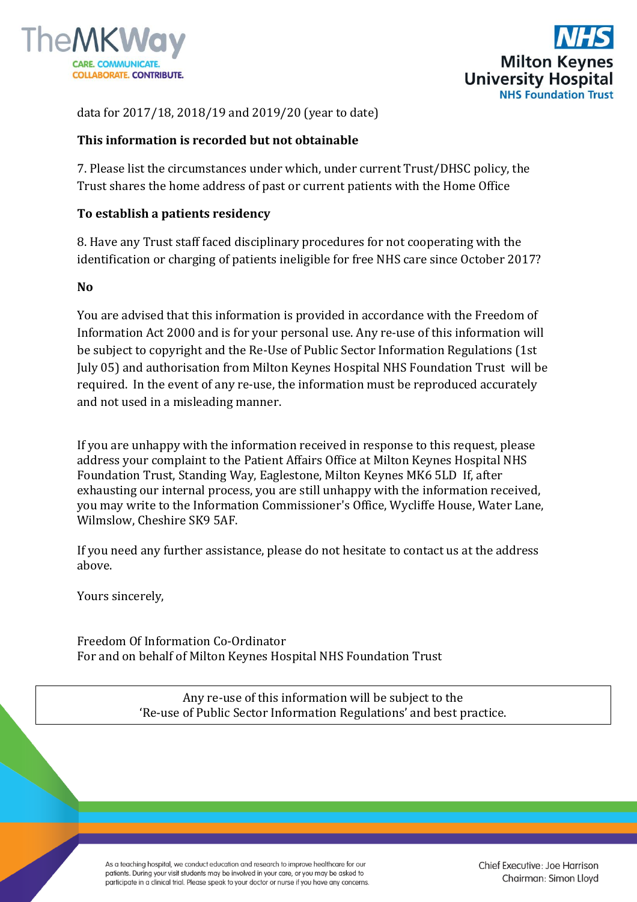data for 2017/18, 2018/19 and 2019/20 (year to date)

**This information is recorded but not obtainable**

7. Please list the circumstances under which, under current Trust/DHSC policy, the Trust shares the home address of past or current patients with the Home Office

**To establish a patients residency**

8. Have any Trust staff faced disciplinary procedures for not cooperating with the identification or charging of patients ineligible for free NHS care since October 2017?

**No**

You are advised that this information is provided in accordance with the Freedom of Information Act 2000 and is for your personal use. Any re-use of this information will be subject to copyright and the Re-Use of Public Sector Information Regulations (1st July 05) and authorisation from Milton Keynes Hospital NHS Foundation Trust will be required. In the event of any re-use, the information must be reproduced accurately and not used in a misleading manner.

If you are unhappy with the information received in response to this request, please address your complaint to the Patient Affairs Office at Milton Keynes Hospital NHS Foundation Trust, Standing Way, Eaglestone, Milton Keynes MK6 5LD If, after exhausting our internal process, you are still unhappy with the information received, you may write to the Information Commissioner's Office, Wycliffe House, Water Lane, Wilmslow, Cheshire SK9 5AF.

If you need any further assistance, please do not hesitate to contact us at the address above.

Yours sincerely,

Freedom Of Information Co-Ordinator
For and on behalf of Milton Keynes Hospital NHS Foundation Trust

Any re-use of this information will be subject to the
'Re-use of Public Sector Information Regulations' and best practice.